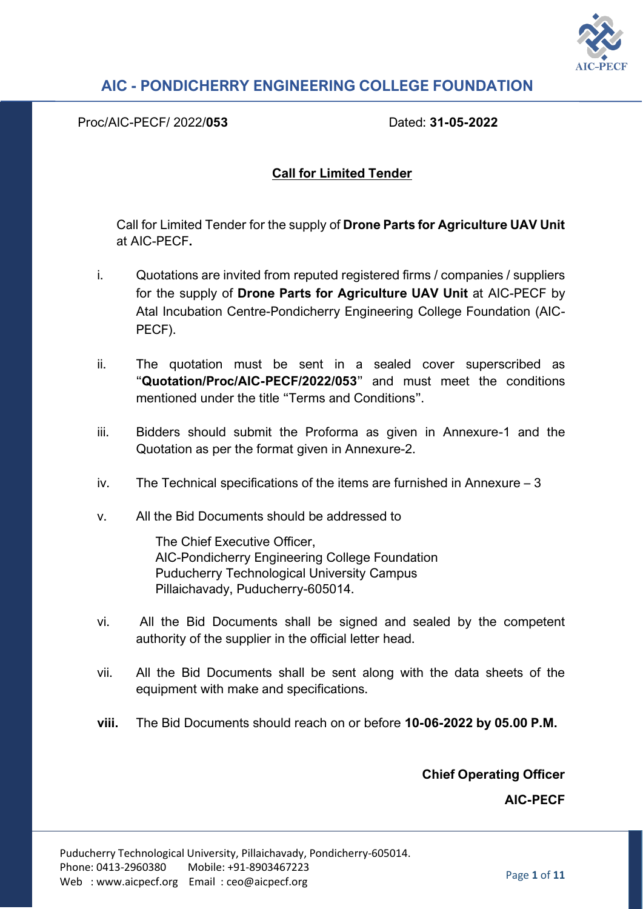# AIC - PONDICHERRY ENGINEERING COLLEGE FOUNDATION

Proc/AIC-PECF/ 2022/**053** Dated: **31-05-2022**

## Call for Limited Tender

Call for Limited Tender for the supply of **Drone Parts for Agriculture UAV Unit** at AIC-PECF.

i. Quotations are invited from reputed registered firms / companies / suppliers for the supply of **Drone Parts for Agriculture UAV Unit** at AIC-PECF by Atal Incubation Centre-Pondicherry Engineering College Foundation (AIC-PECF).

ii. The quotation must be sent in a sealed cover superscribed as "**Quotation/Proc/AIC-PECF/2022/053**" and must meet the conditions mentioned under the title "Terms and Conditions".

iii. Bidders should submit the Proforma as given in Annexure-1 and the Quotation as per the format given in Annexure-2.

iv. The Technical specifications of the items are furnished in Annexure – 3

v. All the Bid Documents should be addressed to

The Chief Executive Officer,
AIC-Pondicherry Engineering College Foundation
Puducherry Technological University Campus
Pillaichavady, Puducherry-605014.

vi. All the Bid Documents shall be signed and sealed by the competent authority of the supplier in the official letter head.

vii. All the Bid Documents shall be sent along with the data sheets of the equipment with make and specifications.

**viii.** The Bid Documents should reach on or before **10-06-2022 by 05.00 P.M.**

**Chief Operating Officer**

**AIC-PECF**

Puducherry Technological University, Pillaichavady, Pondicherry-605014.
Phone: 0413-2960380 Mobile: +91-8903467223
Web : www.aicpecf.org Email : ceo@aicpecf.org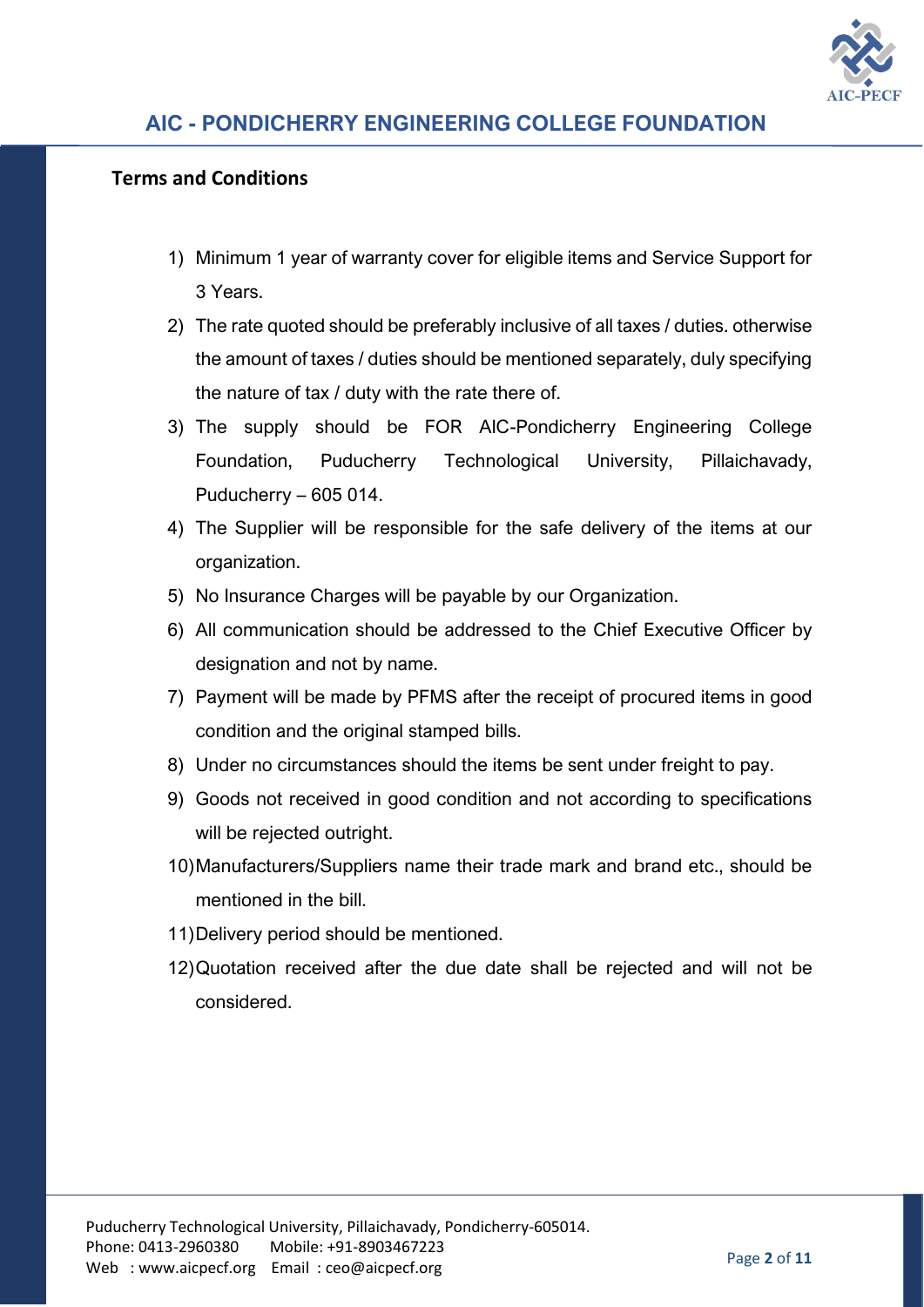## Terms and Conditions

1) Minimum 1 year of warranty cover for eligible items and Service Support for 3 Years.
2) The rate quoted should be preferably inclusive of all taxes / duties. otherwise the amount of taxes / duties should be mentioned separately, duly specifying the nature of tax / duty with the rate there of.
3) The supply should be FOR AIC-Pondicherry Engineering College Foundation, Puducherry Technological University, Pillaichavady, Puducherry – 605 014.
4) The Supplier will be responsible for the safe delivery of the items at our organization.
5) No Insurance Charges will be payable by our Organization.
6) All communication should be addressed to the Chief Executive Officer by designation and not by name.
7) Payment will be made by PFMS after the receipt of procured items in good condition and the original stamped bills.
8) Under no circumstances should the items be sent under freight to pay.
9) Goods not received in good condition and not according to specifications will be rejected outright.
10) Manufacturers/Suppliers name their trade mark and brand etc., should be mentioned in the bill.
11) Delivery period should be mentioned.
12) Quotation received after the due date shall be rejected and will not be considered.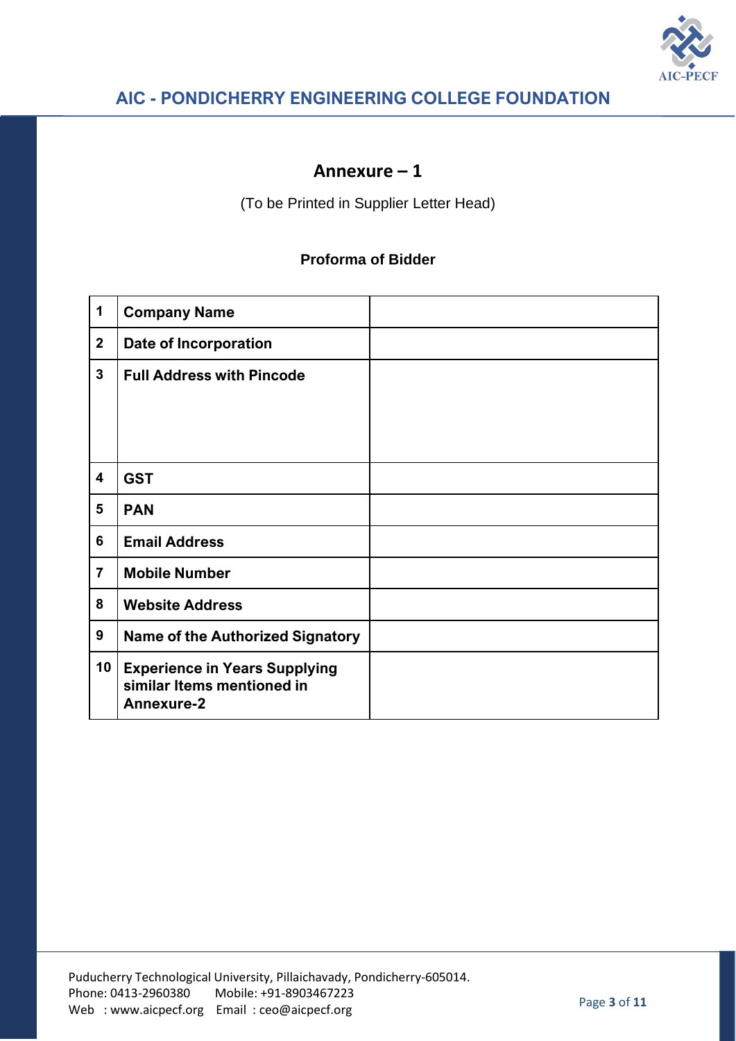## Annexure – 1

(To be Printed in Supplier Letter Head)

**Proforma of Bidder**

| | | |
|---|---|---|
| **1** | **Company Name** | |
| **2** | **Date of Incorporation** | |
| **3** | **Full Address with Pincode** | |
| **4** | **GST** | |
| **5** | **PAN** | |
| **6** | **Email Address** | |
| **7** | **Mobile Number** | |
| **8** | **Website Address** | |
| **9** | **Name of the Authorized Signatory** | |
| **10** | **Experience in Years Supplying similar Items mentioned in Annexure-2** | |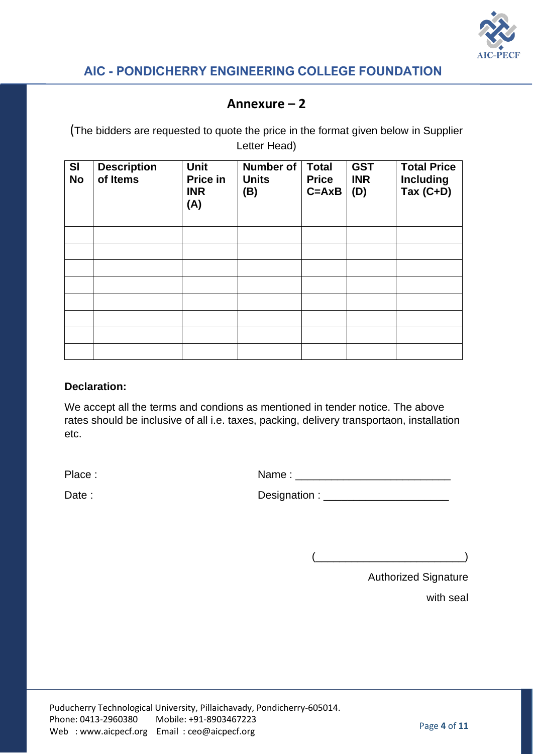## Annexure – 2

(The bidders are requested to quote the price in the format given below in Supplier Letter Head)

| Sl No | Description of Items | Unit Price in INR (A) | Number of Units (B) | Total Price C=AxB | GST INR (D) | Total Price Including Tax (C+D) |
|---|---|---|---|---|---|---|
| | | | | | | |
| | | | | | | |
| | | | | | | |
| | | | | | | |
| | | | | | | |
| | | | | | | |
| | | | | | | |
| | | | | | | |

**Declaration:**

We accept all the terms and condions as mentioned in tender notice. The above rates should be inclusive of all i.e. taxes, packing, delivery transportaon, installation etc.

Place :

Date :

Name : ________________________

Designation : ____________________

(________________________)

Authorized Signature

with seal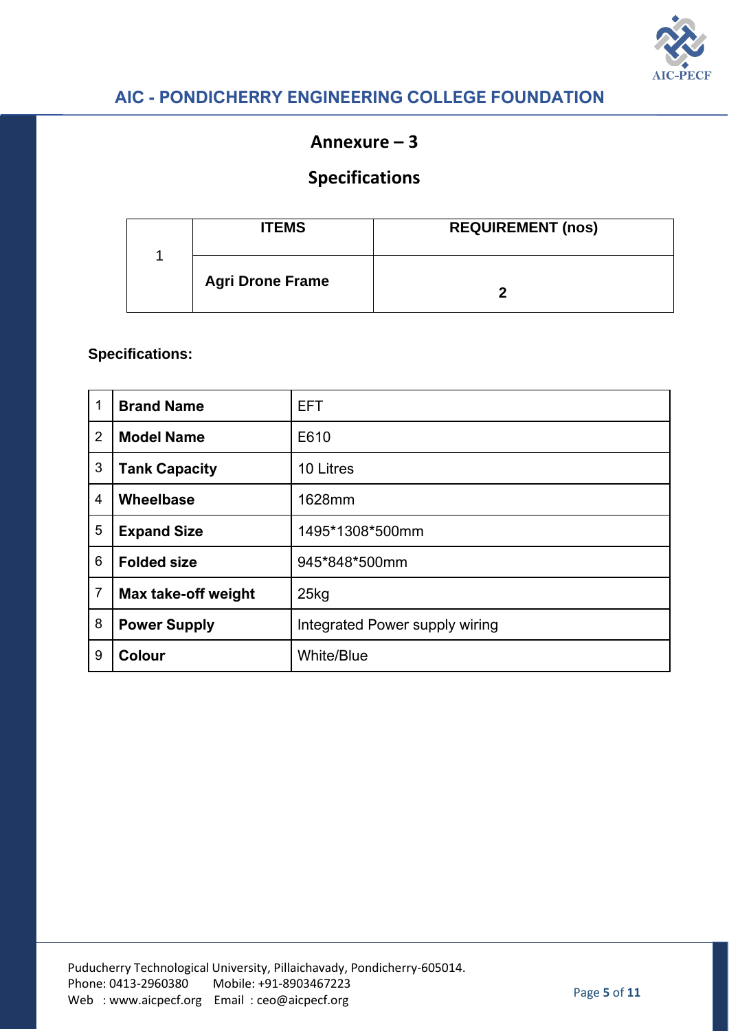## Annexure – 3

## Specifications

| | ITEMS | REQUIREMENT (nos) |
|---|---|---|
| 1 | **Agri Drone Frame** | **2** |

**Specifications:**

| | | |
|---|---|---|
| 1 | **Brand Name** | EFT |
| 2 | **Model Name** | E610 |
| 3 | **Tank Capacity** | 10 Litres |
| 4 | **Wheelbase** | 1628mm |
| 5 | **Expand Size** | 1495*1308*500mm |
| 6 | **Folded size** | 945*848*500mm |
| 7 | **Max take-off weight** | 25kg |
| 8 | **Power Supply** | Integrated Power supply wiring |
| 9 | **Colour** | White/Blue |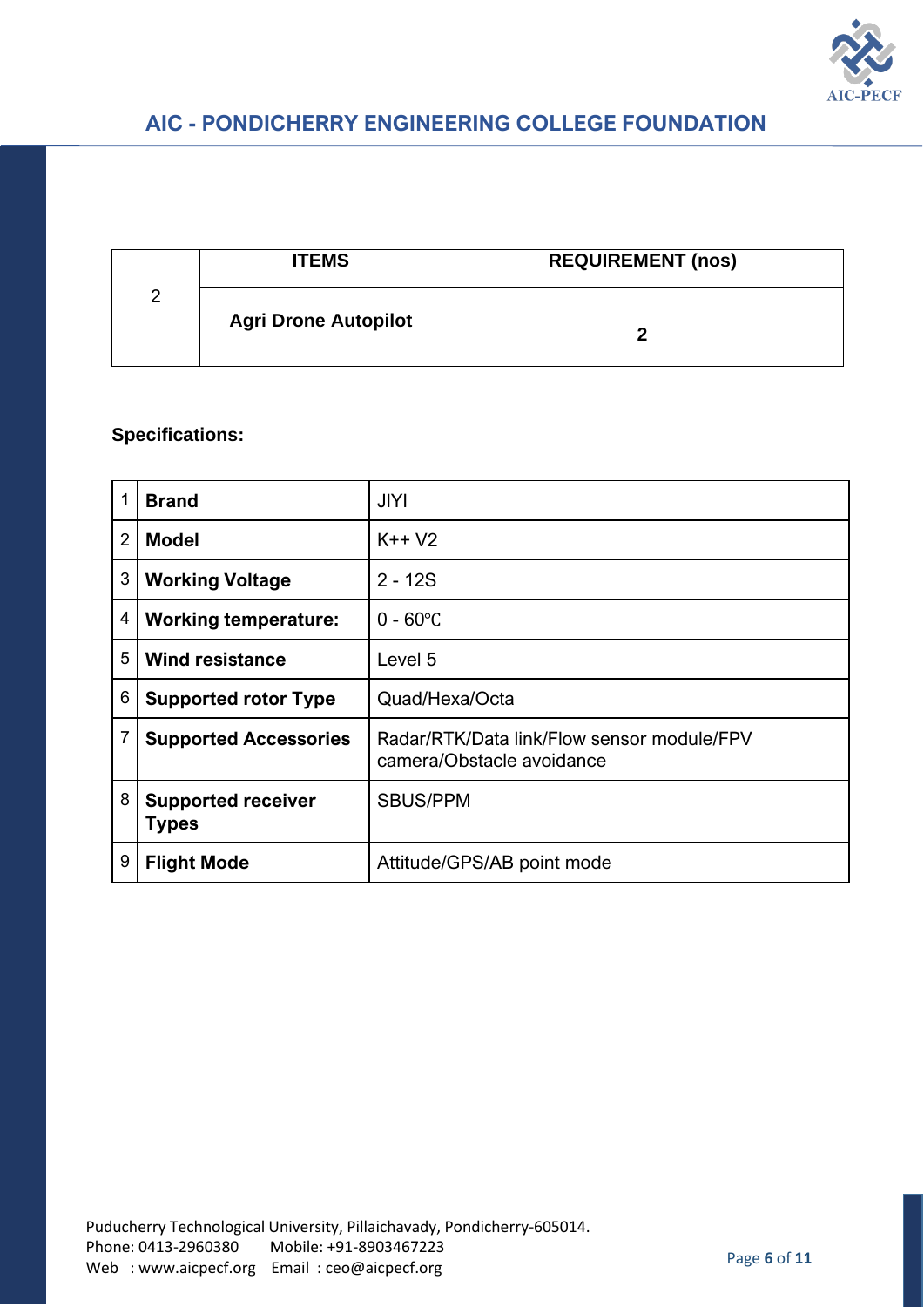|   | ITEMS | REQUIREMENT (nos) |
|---|---|---|
| 2 | **Agri Drone Autopilot** | **2** |

**Specifications:**

| | | |
|---|---|---|
| 1 | **Brand** | JIYI |
| 2 | **Model** | K++ V2 |
| 3 | **Working Voltage** | 2 - 12S |
| 4 | **Working temperature:** | 0 - 60℃ |
| 5 | **Wind resistance** | Level 5 |
| 6 | **Supported rotor Type** | Quad/Hexa/Octa |
| 7 | **Supported Accessories** | Radar/RTK/Data link/Flow sensor module/FPV camera/Obstacle avoidance |
| 8 | **Supported receiver Types** | SBUS/PPM |
| 9 | **Flight Mode** | Attitude/GPS/AB point mode |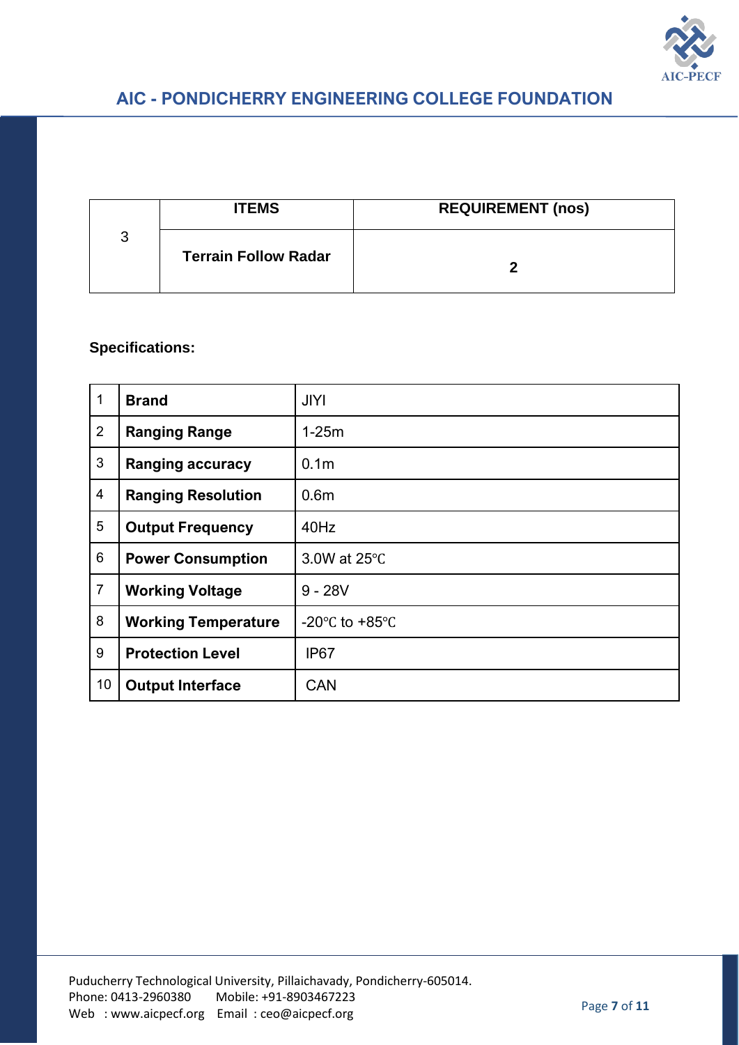| 3 | ITEMS | REQUIREMENT (nos) |
|---|---|---|
| | **Terrain Follow Radar** | **2** |

**Specifications:**

| 1 | **Brand** | JIYI |
|---|---|---|
| 2 | **Ranging Range** | 1-25m |
| 3 | **Ranging accuracy** | 0.1m |
| 4 | **Ranging Resolution** | 0.6m |
| 5 | **Output Frequency** | 40Hz |
| 6 | **Power Consumption** | 3.0W at 25℃ |
| 7 | **Working Voltage** | 9 - 28V |
| 8 | **Working Temperature** | -20℃ to +85℃ |
| 9 | **Protection Level** | IP67 |
| 10 | **Output Interface** | CAN |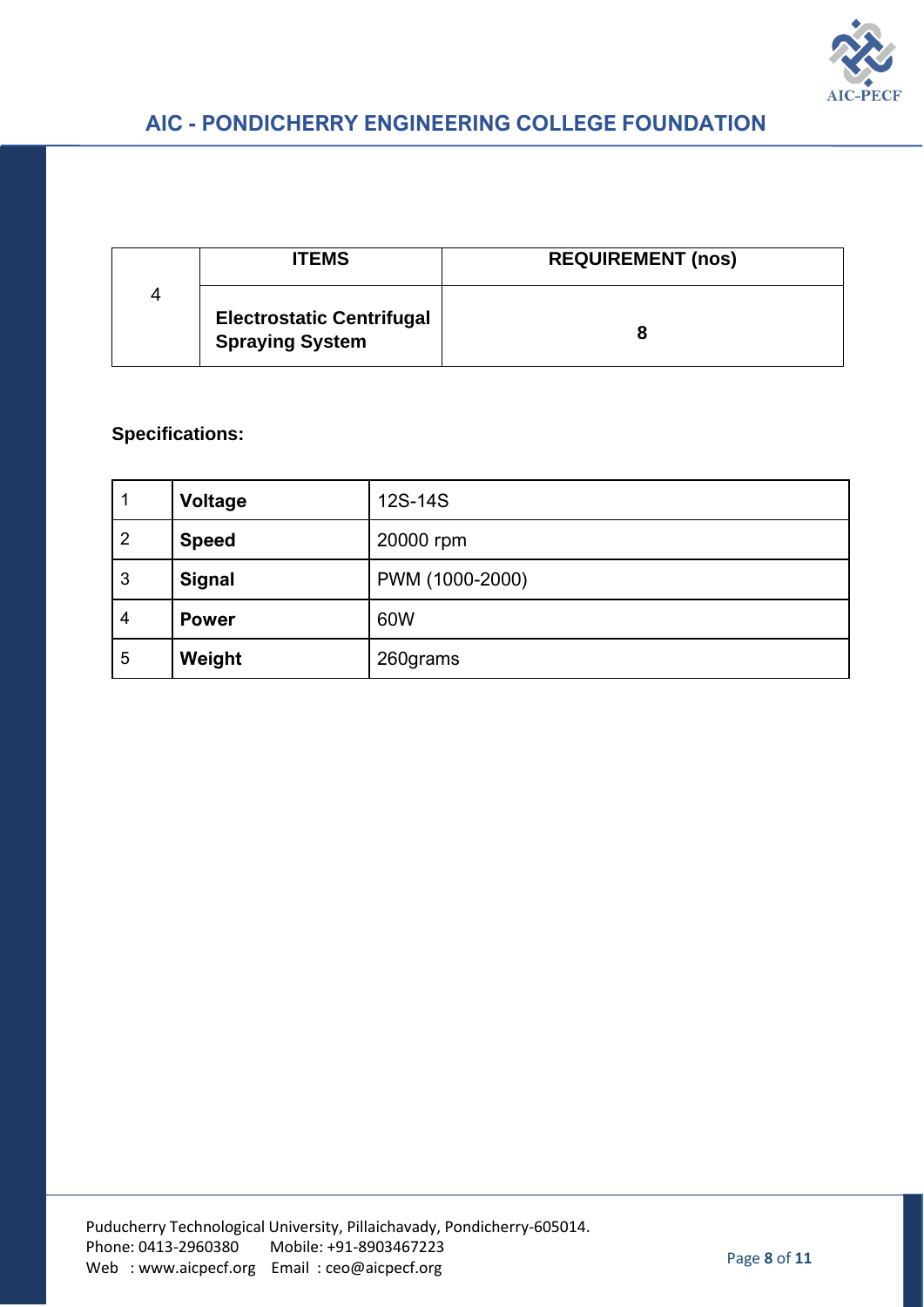| 4 | ITEMS | REQUIREMENT (nos) |
|---|---|---|
| | **Electrostatic Centrifugal Spraying System** | **8** |

**Specifications:**

| 1 | **Voltage** | 12S-14S |
|---|---|---|
| 2 | **Speed** | 20000 rpm |
| 3 | **Signal** | PWM (1000-2000) |
| 4 | **Power** | 60W |
| 5 | **Weight** | 260grams |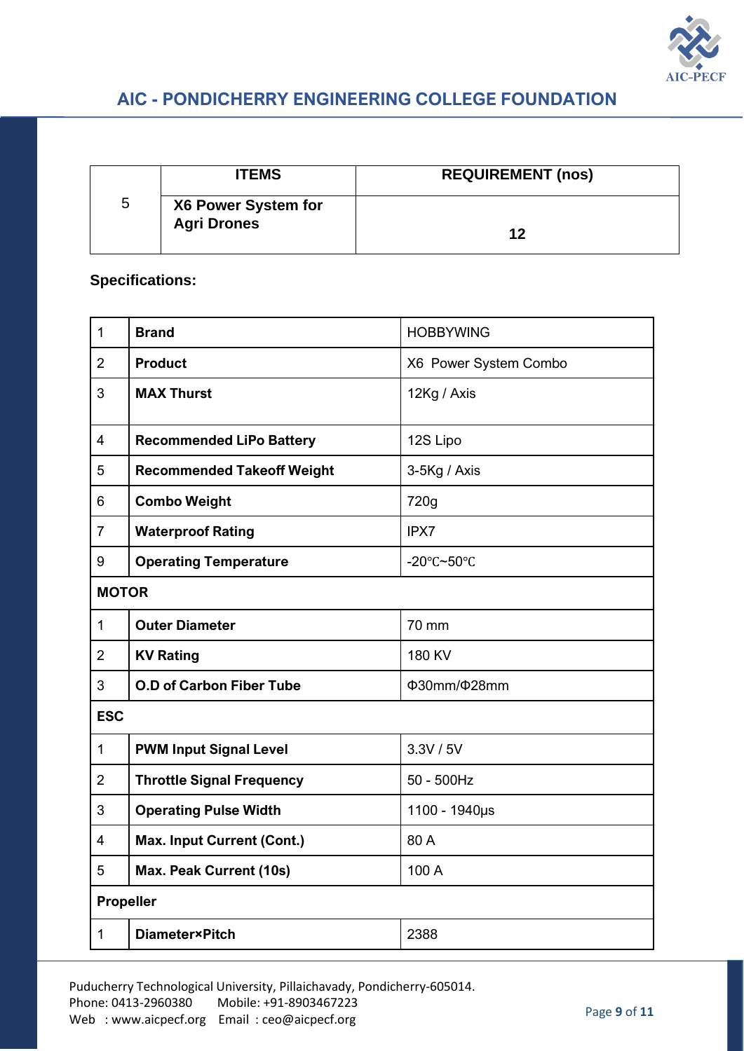|   | ITEMS | REQUIREMENT (nos) |
|---|---|---|
| 5 | **X6 Power System for Agri Drones** | **12** |

**Specifications:**

| 1 | **Brand** | HOBBYWING |
|---|---|---|
| 2 | **Product** | X6 Power System Combo |
| 3 | **MAX Thurst** | 12Kg / Axis |
| 4 | **Recommended LiPo Battery** | 12S Lipo |
| 5 | **Recommended Takeoff Weight** | 3-5Kg / Axis |
| 6 | **Combo Weight** | 720g |
| 7 | **Waterproof Rating** | IPX7 |
| 9 | **Operating Temperature** | -20℃~50℃ |
| **MOTOR** | | |
| 1 | **Outer Diameter** | 70 mm |
| 2 | **KV Rating** | 180 KV |
| 3 | **O.D of Carbon Fiber Tube** | Φ30mm/Φ28mm |
| **ESC** | | |
| 1 | **PWM Input Signal Level** | 3.3V / 5V |
| 2 | **Throttle Signal Frequency** | 50 - 500Hz |
| 3 | **Operating Pulse Width** | 1100 - 1940μs |
| 4 | **Max. Input Current (Cont.)** | 80 A |
| 5 | **Max. Peak Current (10s)** | 100 A |
| **Propeller** | | |
| 1 | **Diameter×Pitch** | 2388 |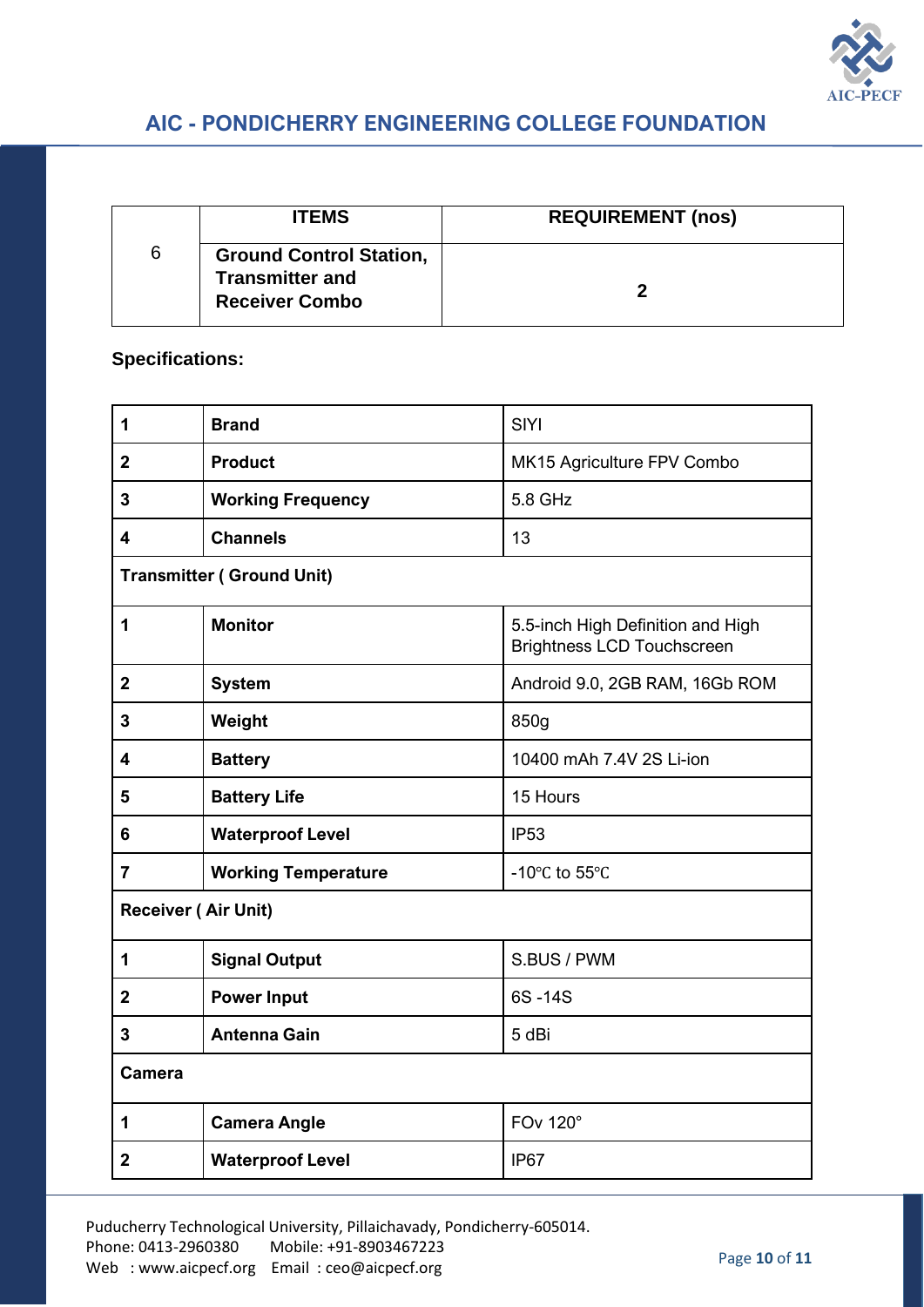| | ITEMS | REQUIREMENT (nos) |
|---|---|---|
| 6 | **Ground Control Station, Transmitter and Receiver Combo** | **2** |

**Specifications:**

| | | |
|---|---|---|
| **1** | **Brand** | SIYI |
| **2** | **Product** | MK15 Agriculture FPV Combo |
| **3** | **Working Frequency** | 5.8 GHz |
| **4** | **Channels** | 13 |
| **Transmitter ( Ground Unit)** | | |
| **1** | **Monitor** | 5.5-inch High Definition and High Brightness LCD Touchscreen |
| **2** | **System** | Android 9.0, 2GB RAM, 16Gb ROM |
| **3** | **Weight** | 850g |
| **4** | **Battery** | 10400 mAh 7.4V 2S Li-ion |
| **5** | **Battery Life** | 15 Hours |
| **6** | **Waterproof Level** | IP53 |
| **7** | **Working Temperature** | -10℃ to 55℃ |
| **Receiver ( Air Unit)** | | |
| **1** | **Signal Output** | S.BUS / PWM |
| **2** | **Power Input** | 6S -14S |
| **3** | **Antenna Gain** | 5 dBi |
| **Camera** | | |
| **1** | **Camera Angle** | FOv 120° |
| **2** | **Waterproof Level** | IP67 |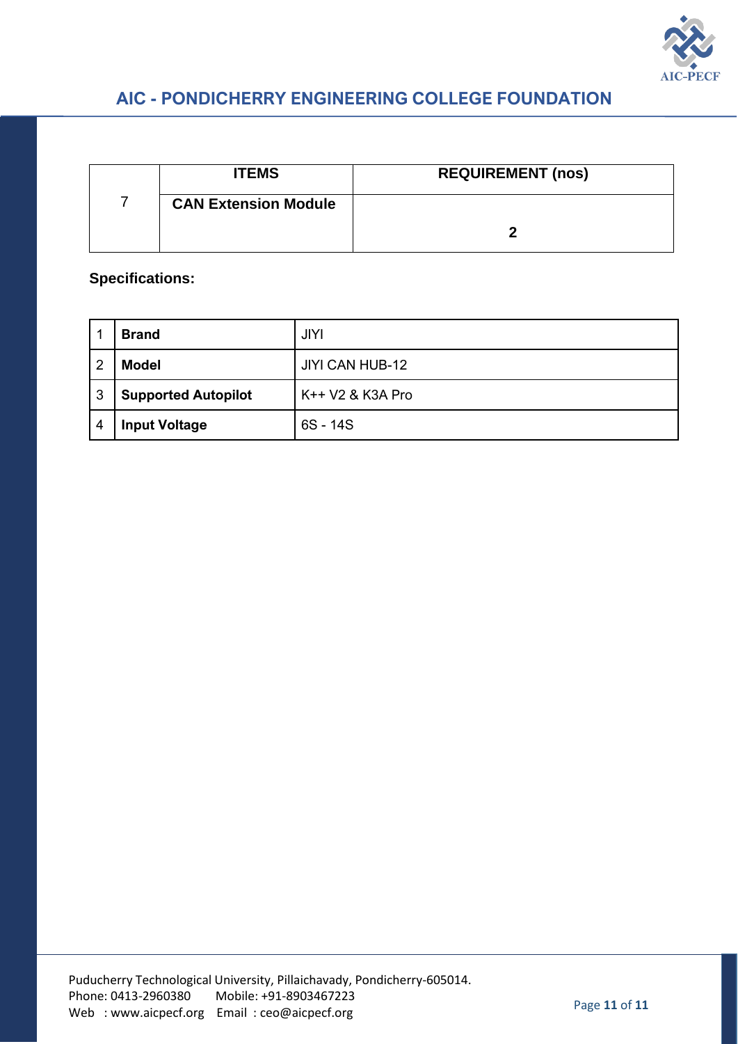| 7 | ITEMS | REQUIREMENT (nos) |
|---|---|---|
| | **CAN Extension Module** | **2** |

**Specifications:**

| | | |
|---|---|---|
| 1 | **Brand** | JIYI |
| 2 | **Model** | JIYI CAN HUB-12 |
| 3 | **Supported Autopilot** | K++ V2 & K3A Pro |
| 4 | **Input Voltage** | 6S - 14S |